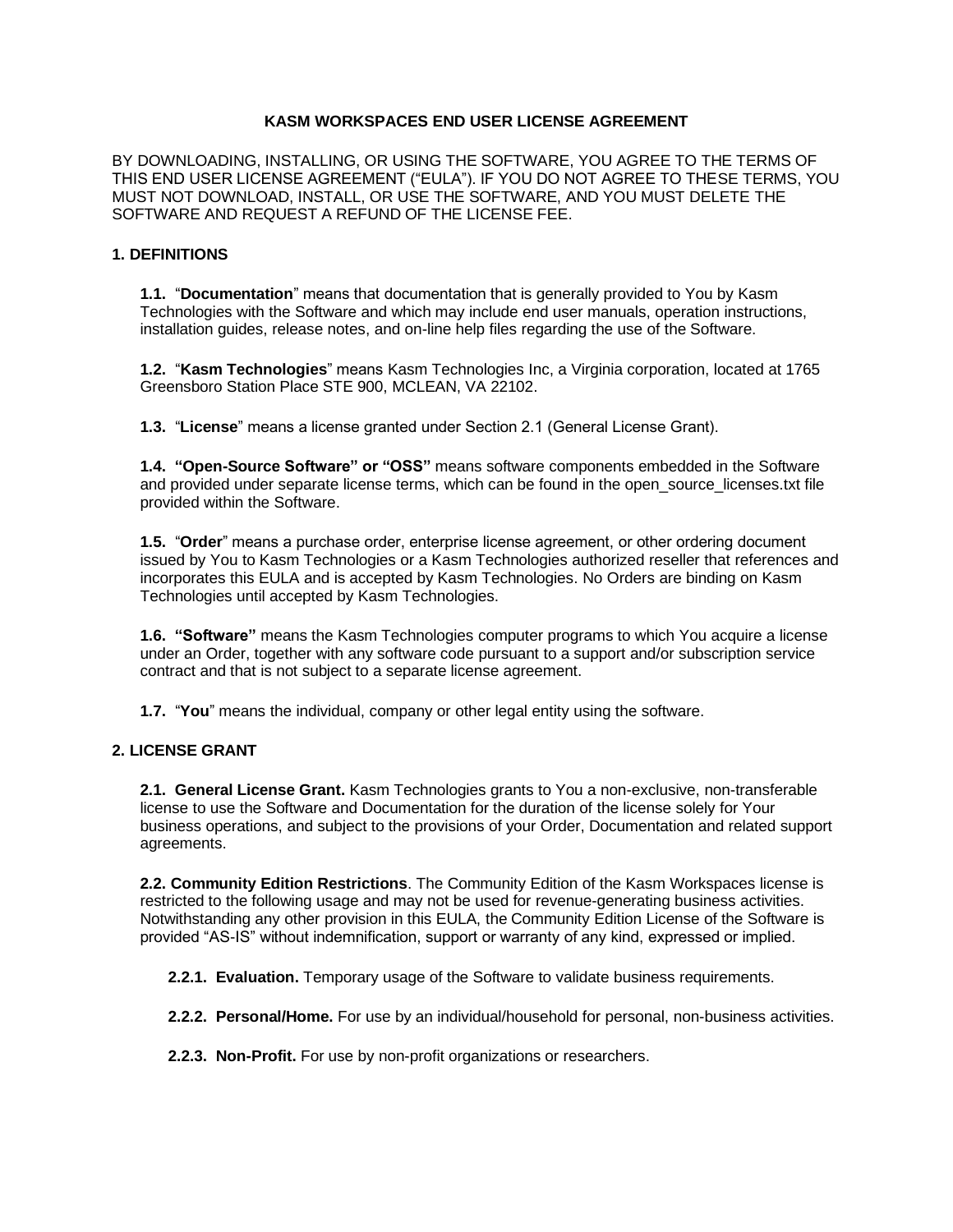# KASM WORKSPACES END USER LICENSE AGREEMENT

BY DOWNLOADING, INSTALLING, OR USING THE SOFTWARE, YOU AGREE TO THE TERMS OF THIS END USER LICENSE AGREEMENT ("EULA"). IF YOU DO NOT AGREE TO THESE TERMS, YOU MUST NOT DOWNLOAD, INSTALL, OR USE THE SOFTWARE, AND YOU MUST DELETE THE SOFTWARE AND REQUEST A REFUND OF THE LICENSE FEE.

## 1. DEFINITIONS

**1.1.** "**Documentation**" means that documentation that is generally provided to You by Kasm Technologies with the Software and which may include end user manuals, operation instructions, installation guides, release notes, and on-line help files regarding the use of the Software.

**1.2.** "**Kasm Technologies**" means Kasm Technologies Inc, a Virginia corporation, located at 1765 Greensboro Station Place STE 900, MCLEAN, VA 22102.

**1.3.** "**License**" means a license granted under Section 2.1 (General License Grant).

**1.4. "Open-Source Software" or "OSS"** means software components embedded in the Software and provided under separate license terms, which can be found in the open_source_licenses.txt file provided within the Software.

**1.5.** "**Order**" means a purchase order, enterprise license agreement, or other ordering document issued by You to Kasm Technologies or a Kasm Technologies authorized reseller that references and incorporates this EULA and is accepted by Kasm Technologies. No Orders are binding on Kasm Technologies until accepted by Kasm Technologies.

**1.6. "Software"** means the Kasm Technologies computer programs to which You acquire a license under an Order, together with any software code pursuant to a support and/or subscription service contract and that is not subject to a separate license agreement.

**1.7.** "**You**" means the individual, company or other legal entity using the software.

## 2. LICENSE GRANT

**2.1. General License Grant.** Kasm Technologies grants to You a non-exclusive, non-transferable license to use the Software and Documentation for the duration of the license solely for Your business operations, and subject to the provisions of your Order, Documentation and related support agreements.

**2.2. Community Edition Restrictions**. The Community Edition of the Kasm Workspaces license is restricted to the following usage and may not be used for revenue-generating business activities. Notwithstanding any other provision in this EULA, the Community Edition License of the Software is provided "AS-IS" without indemnification, support or warranty of any kind, expressed or implied.

**2.2.1. Evaluation.** Temporary usage of the Software to validate business requirements.

**2.2.2. Personal/Home.** For use by an individual/household for personal, non-business activities.

**2.2.3. Non-Profit.** For use by non-profit organizations or researchers.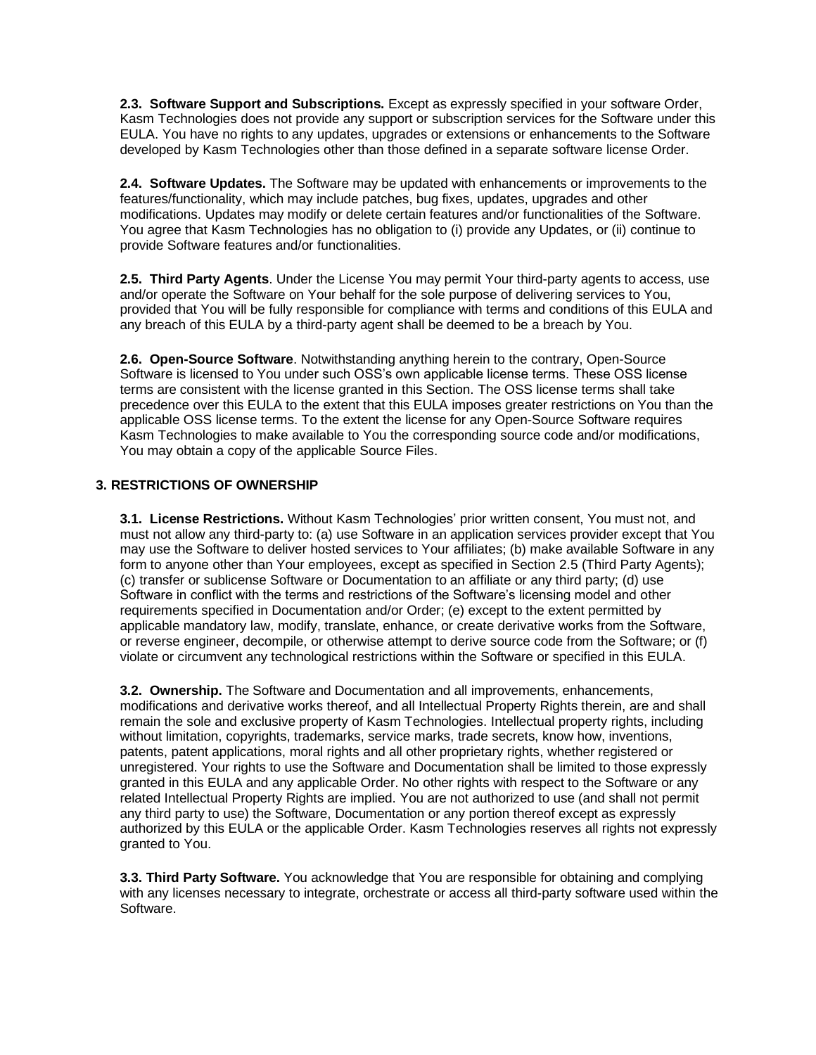**2.3. Software Support and Subscriptions.** Except as expressly specified in your software Order, Kasm Technologies does not provide any support or subscription services for the Software under this EULA. You have no rights to any updates, upgrades or extensions or enhancements to the Software developed by Kasm Technologies other than those defined in a separate software license Order.

**2.4. Software Updates.** The Software may be updated with enhancements or improvements to the features/functionality, which may include patches, bug fixes, updates, upgrades and other modifications. Updates may modify or delete certain features and/or functionalities of the Software. You agree that Kasm Technologies has no obligation to (i) provide any Updates, or (ii) continue to provide Software features and/or functionalities.

**2.5. Third Party Agents**. Under the License You may permit Your third-party agents to access, use and/or operate the Software on Your behalf for the sole purpose of delivering services to You, provided that You will be fully responsible for compliance with terms and conditions of this EULA and any breach of this EULA by a third-party agent shall be deemed to be a breach by You.

**2.6. Open-Source Software**. Notwithstanding anything herein to the contrary, Open-Source Software is licensed to You under such OSS's own applicable license terms. These OSS license terms are consistent with the license granted in this Section. The OSS license terms shall take precedence over this EULA to the extent that this EULA imposes greater restrictions on You than the applicable OSS license terms. To the extent the license for any Open-Source Software requires Kasm Technologies to make available to You the corresponding source code and/or modifications, You may obtain a copy of the applicable Source Files.

## 3. RESTRICTIONS OF OWNERSHIP

**3.1. License Restrictions.** Without Kasm Technologies' prior written consent, You must not, and must not allow any third-party to: (a) use Software in an application services provider except that You may use the Software to deliver hosted services to Your affiliates; (b) make available Software in any form to anyone other than Your employees, except as specified in Section 2.5 (Third Party Agents); (c) transfer or sublicense Software or Documentation to an affiliate or any third party; (d) use Software in conflict with the terms and restrictions of the Software's licensing model and other requirements specified in Documentation and/or Order; (e) except to the extent permitted by applicable mandatory law, modify, translate, enhance, or create derivative works from the Software, or reverse engineer, decompile, or otherwise attempt to derive source code from the Software; or (f) violate or circumvent any technological restrictions within the Software or specified in this EULA.

**3.2. Ownership.** The Software and Documentation and all improvements, enhancements, modifications and derivative works thereof, and all Intellectual Property Rights therein, are and shall remain the sole and exclusive property of Kasm Technologies. Intellectual property rights, including without limitation, copyrights, trademarks, service marks, trade secrets, know how, inventions, patents, patent applications, moral rights and all other proprietary rights, whether registered or unregistered. Your rights to use the Software and Documentation shall be limited to those expressly granted in this EULA and any applicable Order. No other rights with respect to the Software or any related Intellectual Property Rights are implied. You are not authorized to use (and shall not permit any third party to use) the Software, Documentation or any portion thereof except as expressly authorized by this EULA or the applicable Order. Kasm Technologies reserves all rights not expressly granted to You.

**3.3. Third Party Software.** You acknowledge that You are responsible for obtaining and complying with any licenses necessary to integrate, orchestrate or access all third-party software used within the Software.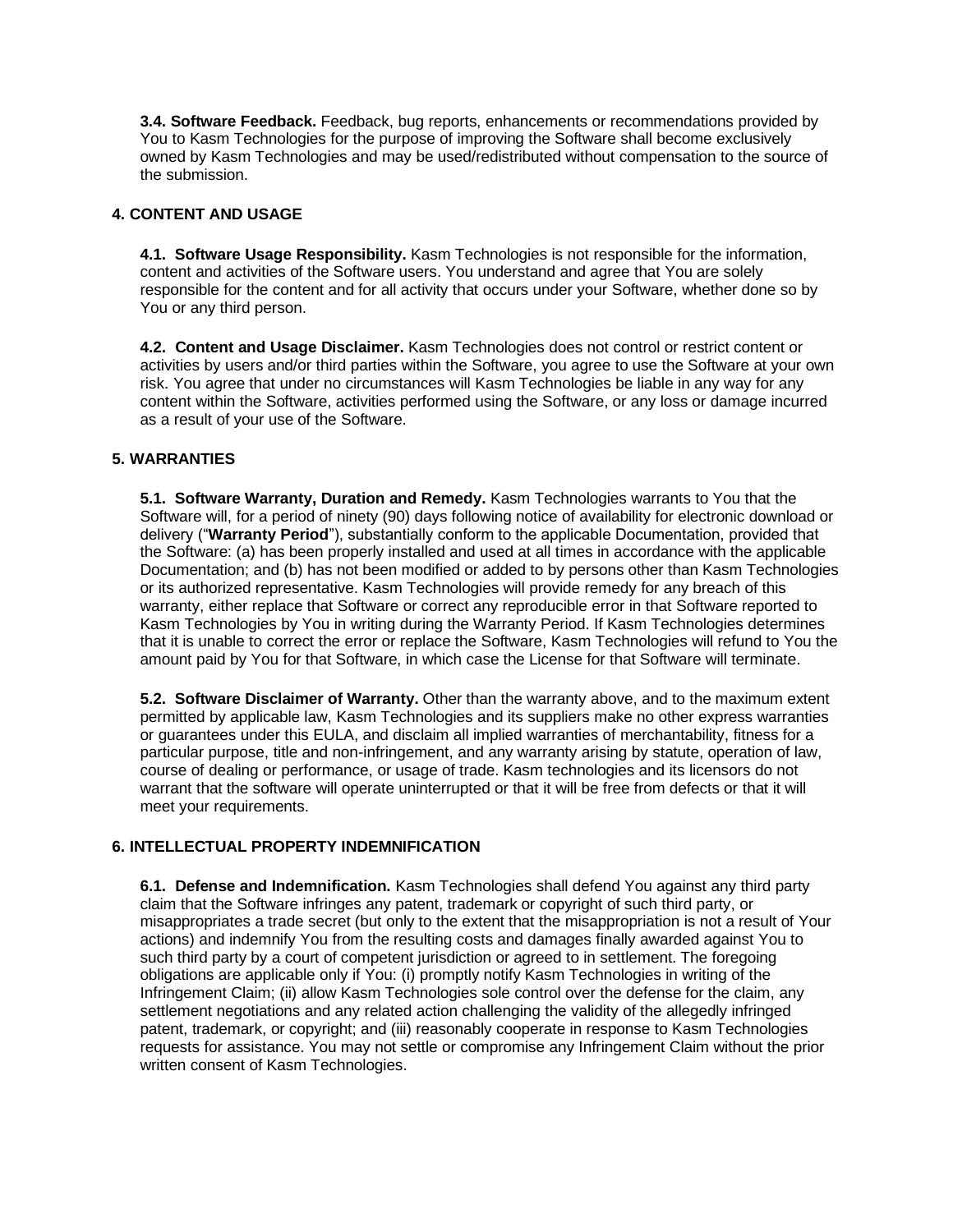**3.4. Software Feedback.** Feedback, bug reports, enhancements or recommendations provided by You to Kasm Technologies for the purpose of improving the Software shall become exclusively owned by Kasm Technologies and may be used/redistributed without compensation to the source of the submission.

## 4. CONTENT AND USAGE

**4.1. Software Usage Responsibility.** Kasm Technologies is not responsible for the information, content and activities of the Software users. You understand and agree that You are solely responsible for the content and for all activity that occurs under your Software, whether done so by You or any third person.

**4.2. Content and Usage Disclaimer.** Kasm Technologies does not control or restrict content or activities by users and/or third parties within the Software, you agree to use the Software at your own risk. You agree that under no circumstances will Kasm Technologies be liable in any way for any content within the Software, activities performed using the Software, or any loss or damage incurred as a result of your use of the Software.

## 5. WARRANTIES

**5.1. Software Warranty, Duration and Remedy.** Kasm Technologies warrants to You that the Software will, for a period of ninety (90) days following notice of availability for electronic download or delivery ("**Warranty Period**"), substantially conform to the applicable Documentation, provided that the Software: (a) has been properly installed and used at all times in accordance with the applicable Documentation; and (b) has not been modified or added to by persons other than Kasm Technologies or its authorized representative. Kasm Technologies will provide remedy for any breach of this warranty, either replace that Software or correct any reproducible error in that Software reported to Kasm Technologies by You in writing during the Warranty Period. If Kasm Technologies determines that it is unable to correct the error or replace the Software, Kasm Technologies will refund to You the amount paid by You for that Software, in which case the License for that Software will terminate.

**5.2. Software Disclaimer of Warranty.** Other than the warranty above, and to the maximum extent permitted by applicable law, Kasm Technologies and its suppliers make no other express warranties or guarantees under this EULA, and disclaim all implied warranties of merchantability, fitness for a particular purpose, title and non-infringement, and any warranty arising by statute, operation of law, course of dealing or performance, or usage of trade. Kasm technologies and its licensors do not warrant that the software will operate uninterrupted or that it will be free from defects or that it will meet your requirements.

## 6. INTELLECTUAL PROPERTY INDEMNIFICATION

**6.1. Defense and Indemnification.** Kasm Technologies shall defend You against any third party claim that the Software infringes any patent, trademark or copyright of such third party, or misappropriates a trade secret (but only to the extent that the misappropriation is not a result of Your actions) and indemnify You from the resulting costs and damages finally awarded against You to such third party by a court of competent jurisdiction or agreed to in settlement. The foregoing obligations are applicable only if You: (i) promptly notify Kasm Technologies in writing of the Infringement Claim; (ii) allow Kasm Technologies sole control over the defense for the claim, any settlement negotiations and any related action challenging the validity of the allegedly infringed patent, trademark, or copyright; and (iii) reasonably cooperate in response to Kasm Technologies requests for assistance. You may not settle or compromise any Infringement Claim without the prior written consent of Kasm Technologies.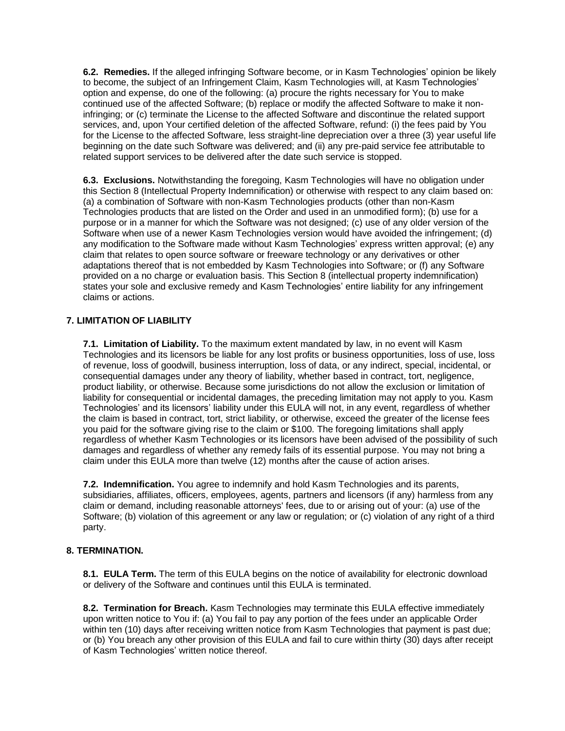**6.2. Remedies.** If the alleged infringing Software become, or in Kasm Technologies' opinion be likely to become, the subject of an Infringement Claim, Kasm Technologies will, at Kasm Technologies' option and expense, do one of the following: (a) procure the rights necessary for You to make continued use of the affected Software; (b) replace or modify the affected Software to make it non-infringing; or (c) terminate the License to the affected Software and discontinue the related support services, and, upon Your certified deletion of the affected Software, refund: (i) the fees paid by You for the License to the affected Software, less straight-line depreciation over a three (3) year useful life beginning on the date such Software was delivered; and (ii) any pre-paid service fee attributable to related support services to be delivered after the date such service is stopped.

**6.3. Exclusions.** Notwithstanding the foregoing, Kasm Technologies will have no obligation under this Section 8 (Intellectual Property Indemnification) or otherwise with respect to any claim based on: (a) a combination of Software with non-Kasm Technologies products (other than non-Kasm Technologies products that are listed on the Order and used in an unmodified form); (b) use for a purpose or in a manner for which the Software was not designed; (c) use of any older version of the Software when use of a newer Kasm Technologies version would have avoided the infringement; (d) any modification to the Software made without Kasm Technologies' express written approval; (e) any claim that relates to open source software or freeware technology or any derivatives or other adaptations thereof that is not embedded by Kasm Technologies into Software; or (f) any Software provided on a no charge or evaluation basis. This Section 8 (intellectual property indemnification) states your sole and exclusive remedy and Kasm Technologies' entire liability for any infringement claims or actions.

## 7. LIMITATION OF LIABILITY

**7.1. Limitation of Liability.** To the maximum extent mandated by law, in no event will Kasm Technologies and its licensors be liable for any lost profits or business opportunities, loss of use, loss of revenue, loss of goodwill, business interruption, loss of data, or any indirect, special, incidental, or consequential damages under any theory of liability, whether based in contract, tort, negligence, product liability, or otherwise. Because some jurisdictions do not allow the exclusion or limitation of liability for consequential or incidental damages, the preceding limitation may not apply to you. Kasm Technologies' and its licensors' liability under this EULA will not, in any event, regardless of whether the claim is based in contract, tort, strict liability, or otherwise, exceed the greater of the license fees you paid for the software giving rise to the claim or $100. The foregoing limitations shall apply regardless of whether Kasm Technologies or its licensors have been advised of the possibility of such damages and regardless of whether any remedy fails of its essential purpose. You may not bring a claim under this EULA more than twelve (12) months after the cause of action arises.

**7.2. Indemnification.** You agree to indemnify and hold Kasm Technologies and its parents, subsidiaries, affiliates, officers, employees, agents, partners and licensors (if any) harmless from any claim or demand, including reasonable attorneys' fees, due to or arising out of your: (a) use of the Software; (b) violation of this agreement or any law or regulation; or (c) violation of any right of a third party.

## 8. TERMINATION.

**8.1. EULA Term.** The term of this EULA begins on the notice of availability for electronic download or delivery of the Software and continues until this EULA is terminated.

**8.2. Termination for Breach.** Kasm Technologies may terminate this EULA effective immediately upon written notice to You if: (a) You fail to pay any portion of the fees under an applicable Order within ten (10) days after receiving written notice from Kasm Technologies that payment is past due; or (b) You breach any other provision of this EULA and fail to cure within thirty (30) days after receipt of Kasm Technologies' written notice thereof.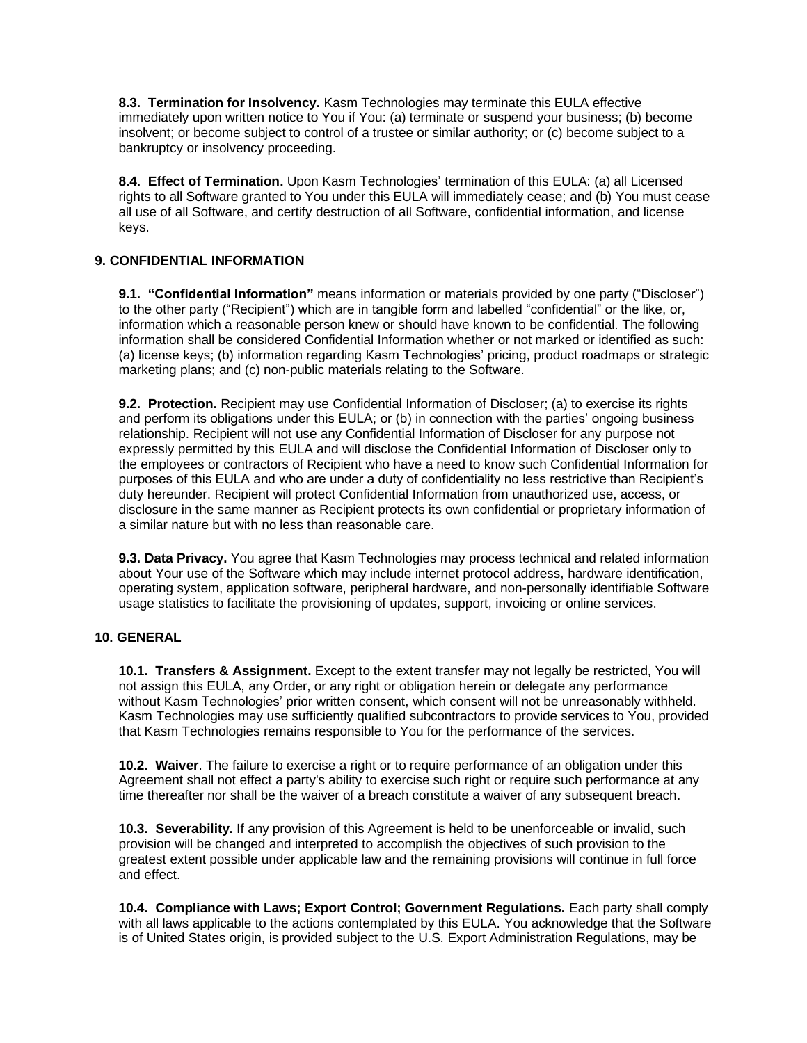**8.3. Termination for Insolvency.** Kasm Technologies may terminate this EULA effective immediately upon written notice to You if You: (a) terminate or suspend your business; (b) become insolvent; or become subject to control of a trustee or similar authority; or (c) become subject to a bankruptcy or insolvency proceeding.

**8.4. Effect of Termination.** Upon Kasm Technologies' termination of this EULA: (a) all Licensed rights to all Software granted to You under this EULA will immediately cease; and (b) You must cease all use of all Software, and certify destruction of all Software, confidential information, and license keys.

## 9. CONFIDENTIAL INFORMATION

**9.1. "Confidential Information"** means information or materials provided by one party ("Discloser") to the other party ("Recipient") which are in tangible form and labelled "confidential" or the like, or, information which a reasonable person knew or should have known to be confidential. The following information shall be considered Confidential Information whether or not marked or identified as such: (a) license keys; (b) information regarding Kasm Technologies' pricing, product roadmaps or strategic marketing plans; and (c) non-public materials relating to the Software.

**9.2. Protection.** Recipient may use Confidential Information of Discloser; (a) to exercise its rights and perform its obligations under this EULA; or (b) in connection with the parties' ongoing business relationship. Recipient will not use any Confidential Information of Discloser for any purpose not expressly permitted by this EULA and will disclose the Confidential Information of Discloser only to the employees or contractors of Recipient who have a need to know such Confidential Information for purposes of this EULA and who are under a duty of confidentiality no less restrictive than Recipient's duty hereunder. Recipient will protect Confidential Information from unauthorized use, access, or disclosure in the same manner as Recipient protects its own confidential or proprietary information of a similar nature but with no less than reasonable care.

**9.3. Data Privacy.** You agree that Kasm Technologies may process technical and related information about Your use of the Software which may include internet protocol address, hardware identification, operating system, application software, peripheral hardware, and non-personally identifiable Software usage statistics to facilitate the provisioning of updates, support, invoicing or online services.

## 10. GENERAL

**10.1. Transfers & Assignment.** Except to the extent transfer may not legally be restricted, You will not assign this EULA, any Order, or any right or obligation herein or delegate any performance without Kasm Technologies' prior written consent, which consent will not be unreasonably withheld. Kasm Technologies may use sufficiently qualified subcontractors to provide services to You, provided that Kasm Technologies remains responsible to You for the performance of the services.

**10.2. Waiver**. The failure to exercise a right or to require performance of an obligation under this Agreement shall not effect a party's ability to exercise such right or require such performance at any time thereafter nor shall be the waiver of a breach constitute a waiver of any subsequent breach.

**10.3. Severability.** If any provision of this Agreement is held to be unenforceable or invalid, such provision will be changed and interpreted to accomplish the objectives of such provision to the greatest extent possible under applicable law and the remaining provisions will continue in full force and effect.

**10.4. Compliance with Laws; Export Control; Government Regulations.** Each party shall comply with all laws applicable to the actions contemplated by this EULA. You acknowledge that the Software is of United States origin, is provided subject to the U.S. Export Administration Regulations, may be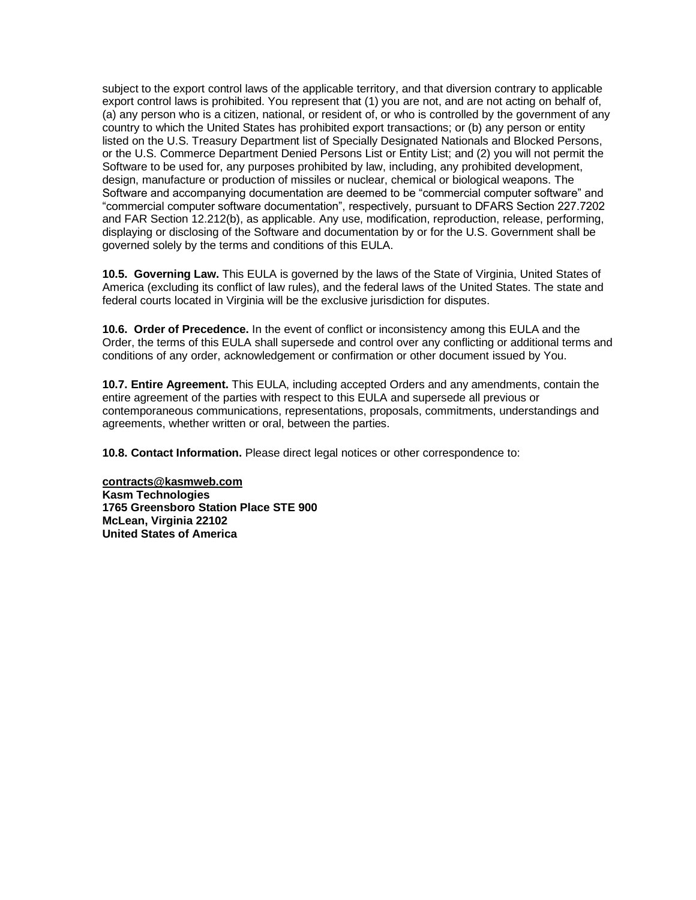subject to the export control laws of the applicable territory, and that diversion contrary to applicable export control laws is prohibited. You represent that (1) you are not, and are not acting on behalf of, (a) any person who is a citizen, national, or resident of, or who is controlled by the government of any country to which the United States has prohibited export transactions; or (b) any person or entity listed on the U.S. Treasury Department list of Specially Designated Nationals and Blocked Persons, or the U.S. Commerce Department Denied Persons List or Entity List; and (2) you will not permit the Software to be used for, any purposes prohibited by law, including, any prohibited development, design, manufacture or production of missiles or nuclear, chemical or biological weapons. The Software and accompanying documentation are deemed to be "commercial computer software" and "commercial computer software documentation", respectively, pursuant to DFARS Section 227.7202 and FAR Section 12.212(b), as applicable. Any use, modification, reproduction, release, performing, displaying or disclosing of the Software and documentation by or for the U.S. Government shall be governed solely by the terms and conditions of this EULA.

**10.5. Governing Law.** This EULA is governed by the laws of the State of Virginia, United States of America (excluding its conflict of law rules), and the federal laws of the United States. The state and federal courts located in Virginia will be the exclusive jurisdiction for disputes.

**10.6. Order of Precedence.** In the event of conflict or inconsistency among this EULA and the Order, the terms of this EULA shall supersede and control over any conflicting or additional terms and conditions of any order, acknowledgement or confirmation or other document issued by You.

**10.7. Entire Agreement.** This EULA, including accepted Orders and any amendments, contain the entire agreement of the parties with respect to this EULA and supersede all previous or contemporaneous communications, representations, proposals, commitments, understandings and agreements, whether written or oral, between the parties.

**10.8. Contact Information.** Please direct legal notices or other correspondence to:

**contracts@kasmweb.com**
**Kasm Technologies**
**1765 Greensboro Station Place STE 900**
**McLean, Virginia 22102**
**United States of America**